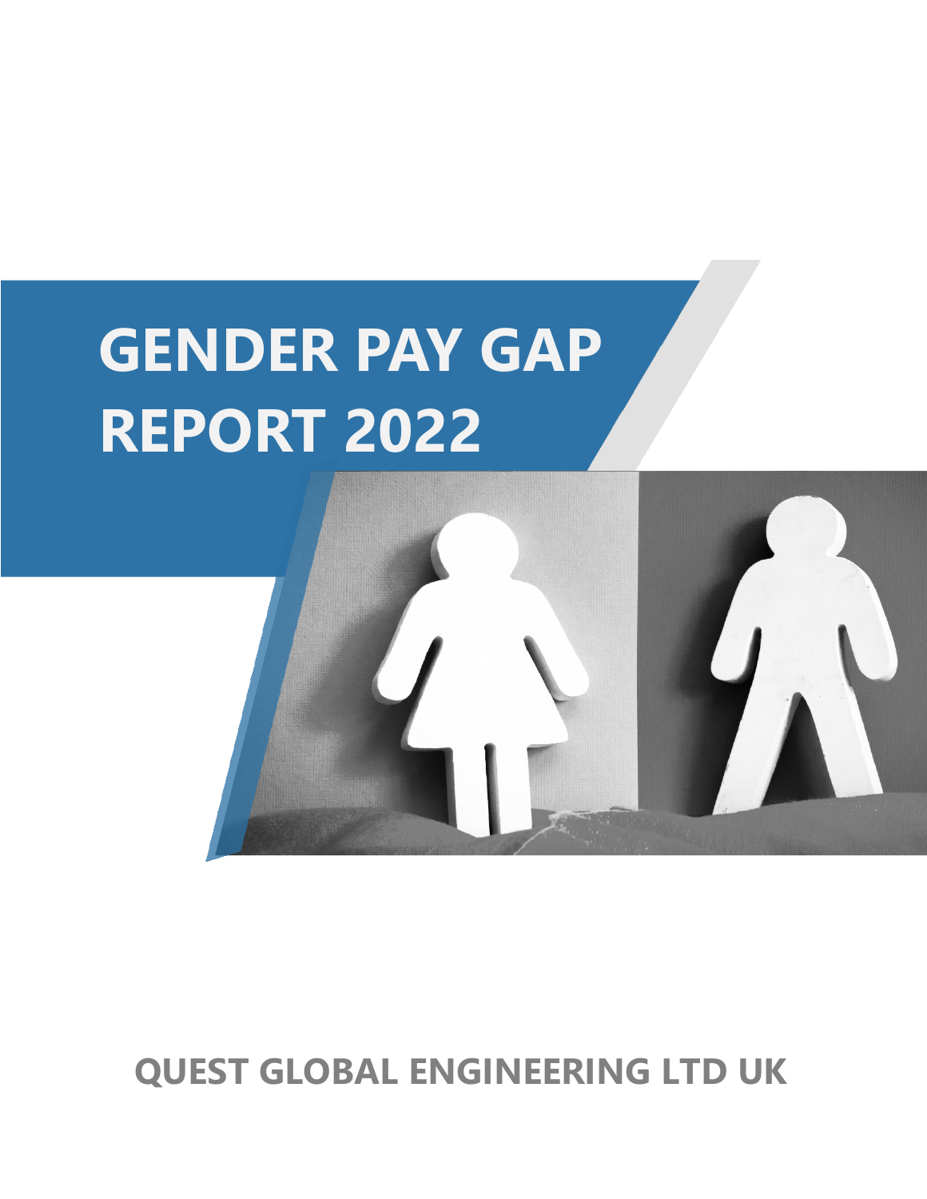# GENDER PAY GAP REPORT 2022

## QUEST GLOBAL ENGINEERING LTD UK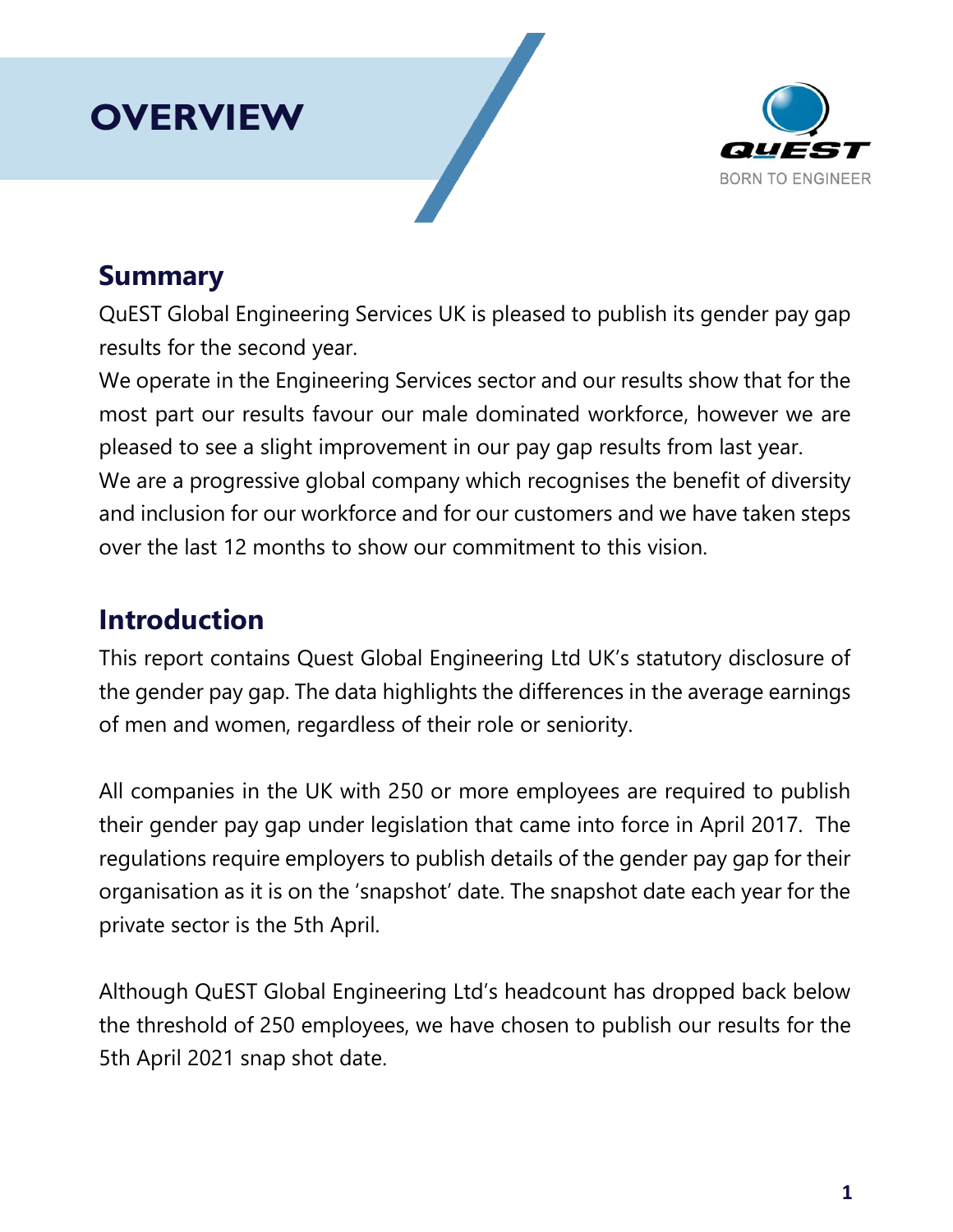# OVERVIEW

## Summary

QuEST Global Engineering Services UK is pleased to publish its gender pay gap results for the second year.

We operate in the Engineering Services sector and our results show that for the most part our results favour our male dominated workforce, however we are pleased to see a slight improvement in our pay gap results from last year.

We are a progressive global company which recognises the benefit of diversity and inclusion for our workforce and for our customers and we have taken steps over the last 12 months to show our commitment to this vision.

## Introduction

This report contains Quest Global Engineering Ltd UK's statutory disclosure of the gender pay gap. The data highlights the differences in the average earnings of men and women, regardless of their role or seniority.

All companies in the UK with 250 or more employees are required to publish their gender pay gap under legislation that came into force in April 2017. The regulations require employers to publish details of the gender pay gap for their organisation as it is on the 'snapshot' date. The snapshot date each year for the private sector is the 5th April.

Although QuEST Global Engineering Ltd's headcount has dropped back below the threshold of 250 employees, we have chosen to publish our results for the 5th April 2021 snap shot date.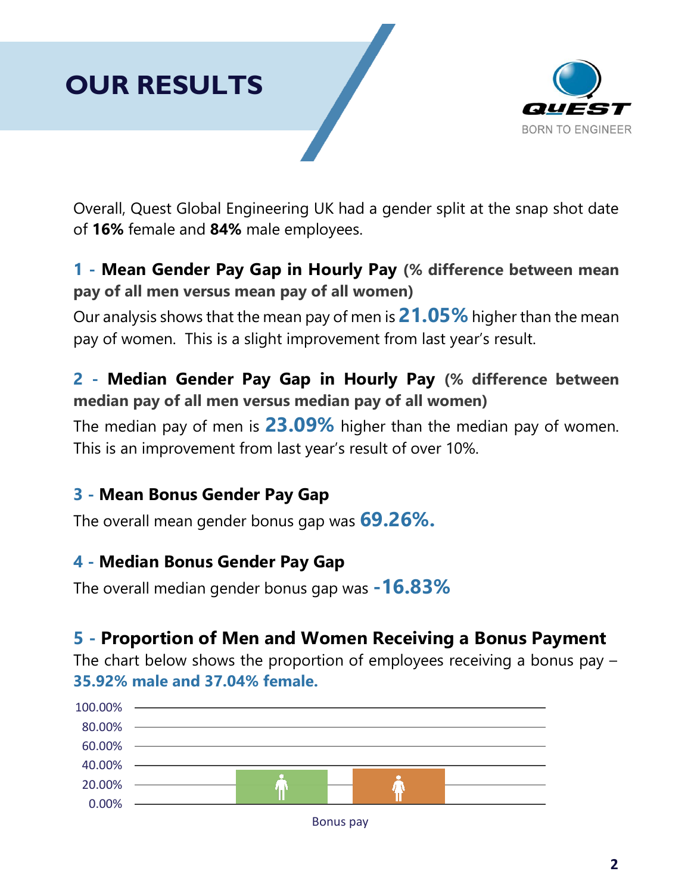# OUR RESULTS

QUEST
BORN TO ENGINEER

Overall, Quest Global Engineering UK had a gender split at the snap shot date of **16%** female and **84%** male employees.

### 1 - Mean Gender Pay Gap in Hourly Pay (% difference between mean pay of all men versus mean pay of all women)

Our analysis shows that the mean pay of men is **21.05%** higher than the mean pay of women. This is a slight improvement from last year's result.

### 2 - Median Gender Pay Gap in Hourly Pay (% difference between median pay of all men versus median pay of all women)

The median pay of men is **23.09%** higher than the median pay of women. This is an improvement from last year's result of over 10%.

### 3 - Mean Bonus Gender Pay Gap

The overall mean gender bonus gap was **69.26%.**

### 4 - Median Bonus Gender Pay Gap

The overall median gender bonus gap was **-16.83%**

### 5 - Proportion of Men and Women Receiving a Bonus Payment

The chart below shows the proportion of employees receiving a bonus pay – **35.92% male and 37.04% female.**

100.00%
80.00%
60.00%
40.00%
20.00%
0.00%

Bonus pay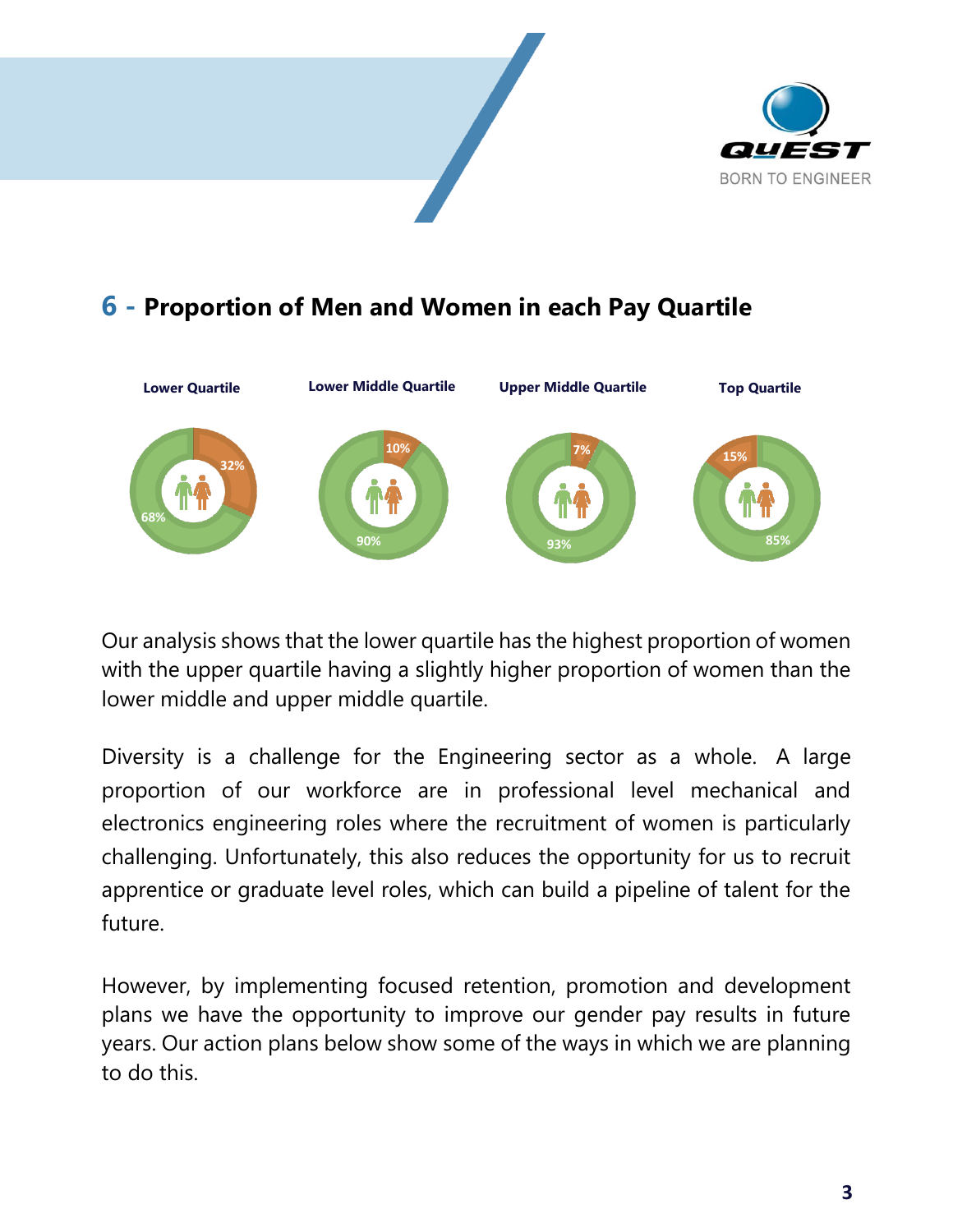## 6 - Proportion of Men and Women in each Pay Quartile

Lower Quartile
32%
68%

Lower Middle Quartile
10%
90%

Upper Middle Quartile
7%
93%

Top Quartile
15%
85%

Our analysis shows that the lower quartile has the highest proportion of women with the upper quartile having a slightly higher proportion of women than the lower middle and upper middle quartile.

Diversity is a challenge for the Engineering sector as a whole. A large proportion of our workforce are in professional level mechanical and electronics engineering roles where the recruitment of women is particularly challenging. Unfortunately, this also reduces the opportunity for us to recruit apprentice or graduate level roles, which can build a pipeline of talent for the future.

However, by implementing focused retention, promotion and development plans we have the opportunity to improve our gender pay results in future years. Our action plans below show some of the ways in which we are planning to do this.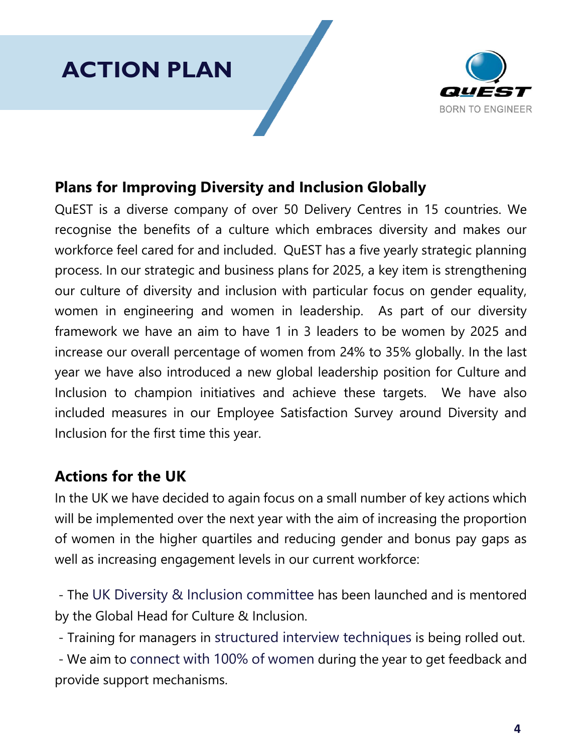# ACTION PLAN

## Plans for Improving Diversity and Inclusion Globally

QuEST is a diverse company of over 50 Delivery Centres in 15 countries. We recognise the benefits of a culture which embraces diversity and makes our workforce feel cared for and included. QuEST has a five yearly strategic planning process. In our strategic and business plans for 2025, a key item is strengthening our culture of diversity and inclusion with particular focus on gender equality, women in engineering and women in leadership. As part of our diversity framework we have an aim to have 1 in 3 leaders to be women by 2025 and increase our overall percentage of women from 24% to 35% globally. In the last year we have also introduced a new global leadership position for Culture and Inclusion to champion initiatives and achieve these targets. We have also included measures in our Employee Satisfaction Survey around Diversity and Inclusion for the first time this year.

## Actions for the UK

In the UK we have decided to again focus on a small number of key actions which will be implemented over the next year with the aim of increasing the proportion of women in the higher quartiles and reducing gender and bonus pay gaps as well as increasing engagement levels in our current workforce:

- The UK Diversity & Inclusion committee has been launched and is mentored by the Global Head for Culture & Inclusion.
- Training for managers in structured interview techniques is being rolled out.
- We aim to connect with 100% of women during the year to get feedback and provide support mechanisms.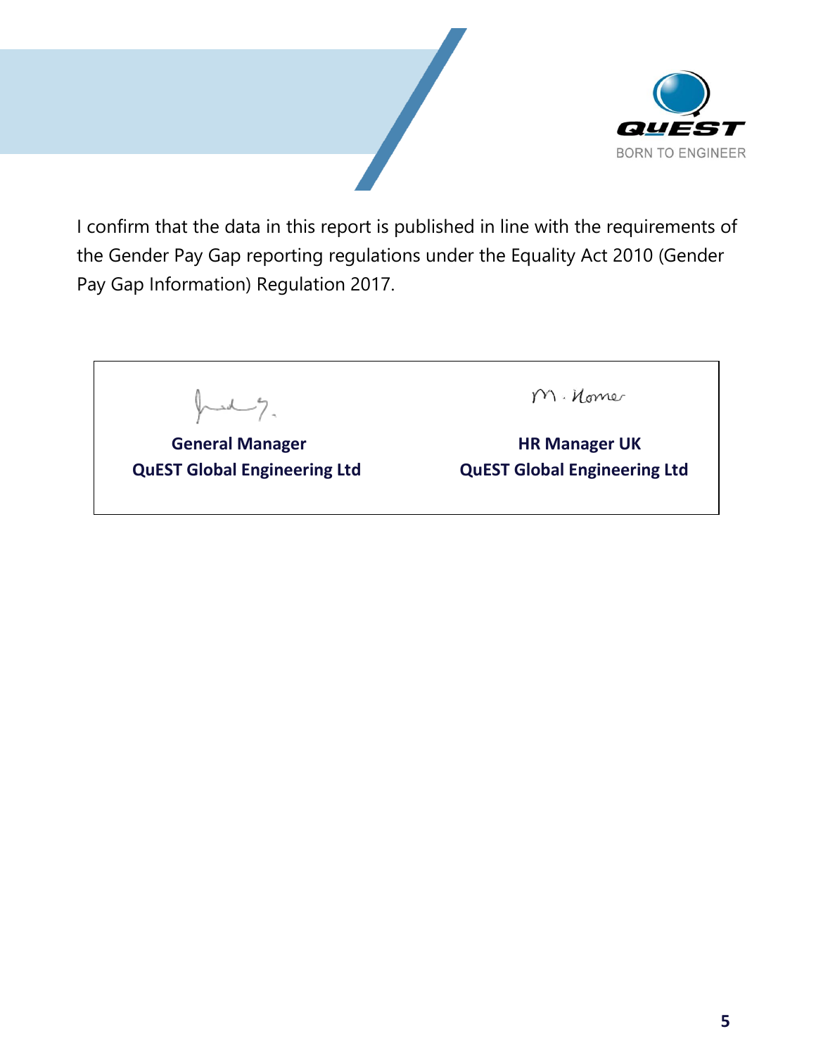I confirm that the data in this report is published in line with the requirements of the Gender Pay Gap reporting regulations under the Equality Act 2010 (Gender Pay Gap Information) Regulation 2017.

| | |
|---|---|
| **General Manager** | M. Homer |
| **QuEST Global Engineering Ltd** | **HR Manager UK** |
| | **QuEST Global Engineering Ltd** |